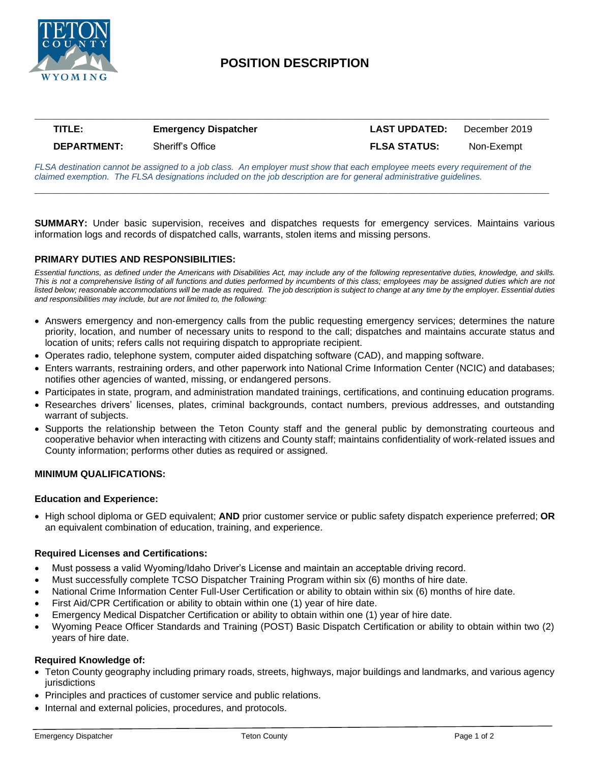# POSITION DESCRIPTION

| | | | |
|---|---|---|---|
| **TITLE:** | **Emergency Dispatcher** | **LAST UPDATED:** | December 2019 |
| **DEPARTMENT:** | Sheriff's Office | **FLSA STATUS:** | Non-Exempt |

*FLSA destination cannot be assigned to a job class. An employer must show that each employee meets every requirement of the claimed exemption. The FLSA designations included on the job description are for general administrative guidelines.*

**SUMMARY:** Under basic supervision, receives and dispatches requests for emergency services. Maintains various information logs and records of dispatched calls, warrants, stolen items and missing persons.

## PRIMARY DUTIES AND RESPONSIBILITIES:

*Essential functions, as defined under the Americans with Disabilities Act, may include any of the following representative duties, knowledge, and skills. This is not a comprehensive listing of all functions and duties performed by incumbents of this class; employees may be assigned duties which are not listed below; reasonable accommodations will be made as required. The job description is subject to change at any time by the employer. Essential duties and responsibilities may include, but are not limited to, the following:*

- Answers emergency and non-emergency calls from the public requesting emergency services; determines the nature priority, location, and number of necessary units to respond to the call; dispatches and maintains accurate status and location of units; refers calls not requiring dispatch to appropriate recipient.
- Operates radio, telephone system, computer aided dispatching software (CAD), and mapping software.
- Enters warrants, restraining orders, and other paperwork into National Crime Information Center (NCIC) and databases; notifies other agencies of wanted, missing, or endangered persons.
- Participates in state, program, and administration mandated trainings, certifications, and continuing education programs.
- Researches drivers' licenses, plates, criminal backgrounds, contact numbers, previous addresses, and outstanding warrant of subjects.
- Supports the relationship between the Teton County staff and the general public by demonstrating courteous and cooperative behavior when interacting with citizens and County staff; maintains confidentiality of work-related issues and County information; performs other duties as required or assigned.

## MINIMUM QUALIFICATIONS:

### Education and Experience:

- High school diploma or GED equivalent; **AND** prior customer service or public safety dispatch experience preferred; **OR** an equivalent combination of education, training, and experience.

### Required Licenses and Certifications:

- Must possess a valid Wyoming/Idaho Driver's License and maintain an acceptable driving record.
- Must successfully complete TCSO Dispatcher Training Program within six (6) months of hire date.
- National Crime Information Center Full-User Certification or ability to obtain within six (6) months of hire date.
- First Aid/CPR Certification or ability to obtain within one (1) year of hire date.
- Emergency Medical Dispatcher Certification or ability to obtain within one (1) year of hire date.
- Wyoming Peace Officer Standards and Training (POST) Basic Dispatch Certification or ability to obtain within two (2) years of hire date.

### Required Knowledge of:

- Teton County geography including primary roads, streets, highways, major buildings and landmarks, and various agency jurisdictions
- Principles and practices of customer service and public relations.
- Internal and external policies, procedures, and protocols.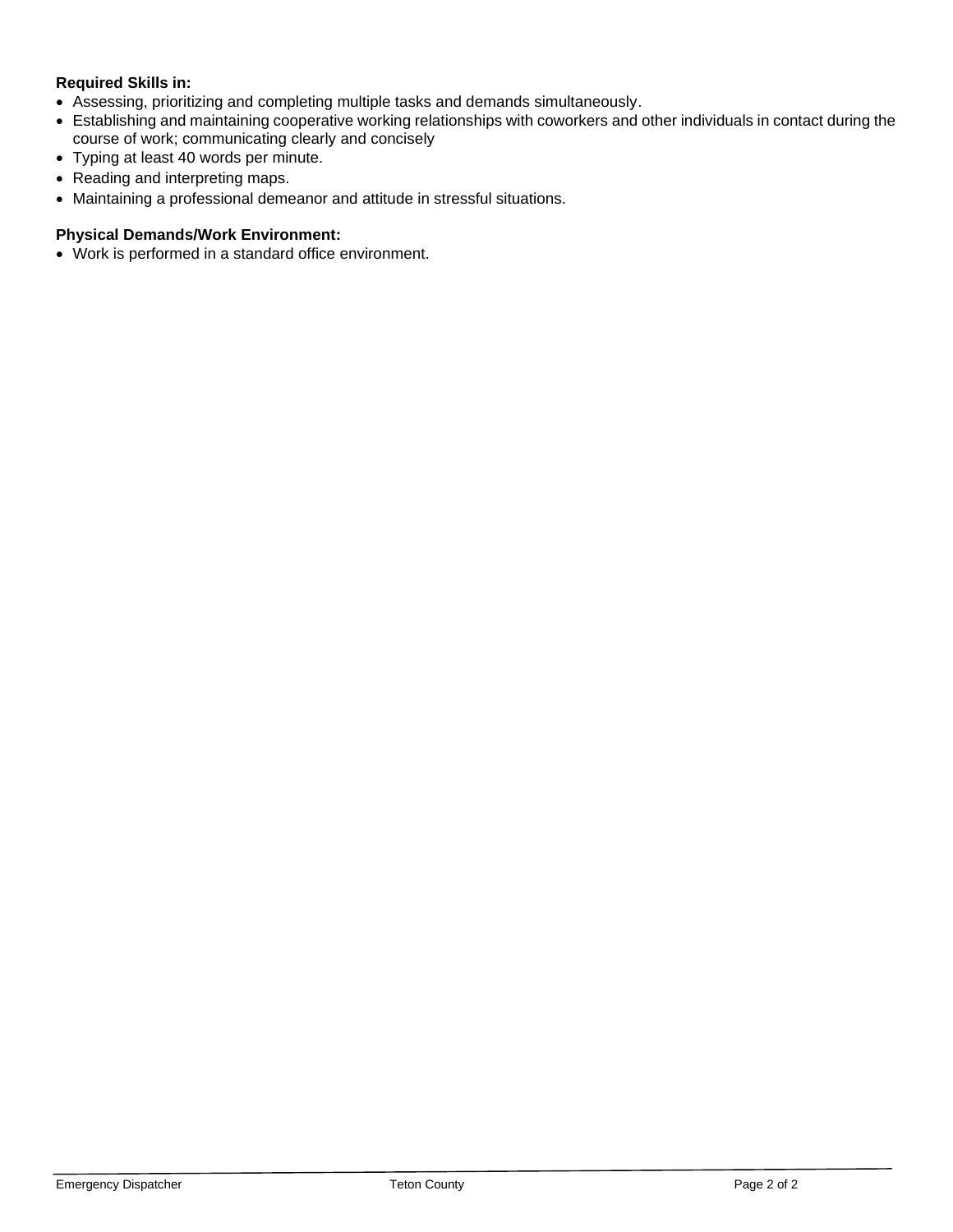**Required Skills in:**

- Assessing, prioritizing and completing multiple tasks and demands simultaneously.
- Establishing and maintaining cooperative working relationships with coworkers and other individuals in contact during the course of work; communicating clearly and concisely
- Typing at least 40 words per minute.
- Reading and interpreting maps.
- Maintaining a professional demeanor and attitude in stressful situations.

**Physical Demands/Work Environment:**

- Work is performed in a standard office environment.